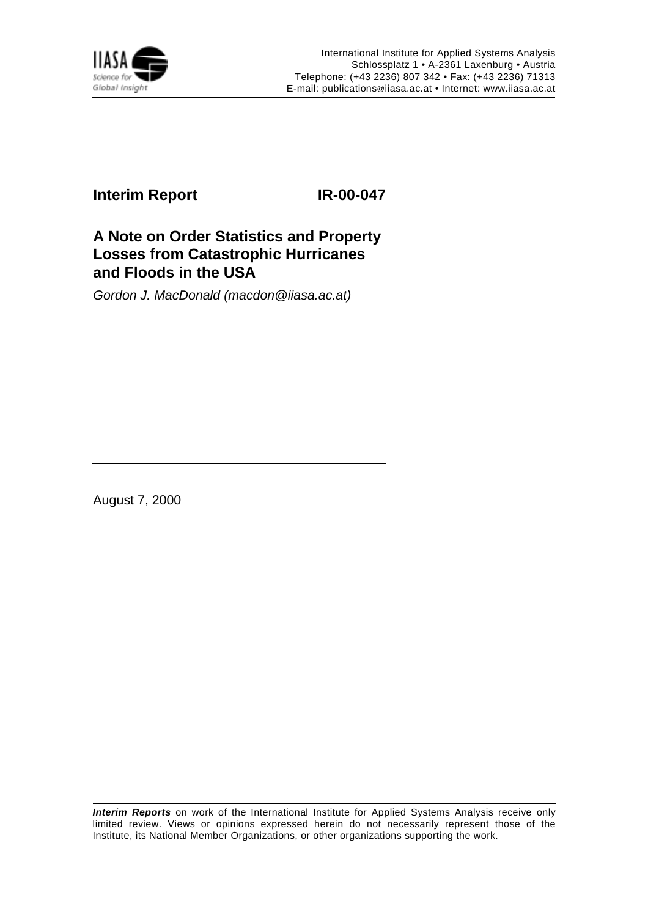International Institute for Applied Systems Analysis
Schlossplatz 1 • A-2361 Laxenburg • Austria
Telephone: (+43 2236) 807 342 • Fax: (+43 2236) 71313
E-mail: publications@iiasa.ac.at • Internet: www.iiasa.ac.at

**Interim Report** **IR-00-047**

# A Note on Order Statistics and Property Losses from Catastrophic Hurricanes and Floods in the USA

*Gordon J. MacDonald (macdon@iiasa.ac.at)*

August 7, 2000

***Interim Reports*** on work of the International Institute for Applied Systems Analysis receive only limited review. Views or opinions expressed herein do not necessarily represent those of the Institute, its National Member Organizations, or other organizations supporting the work.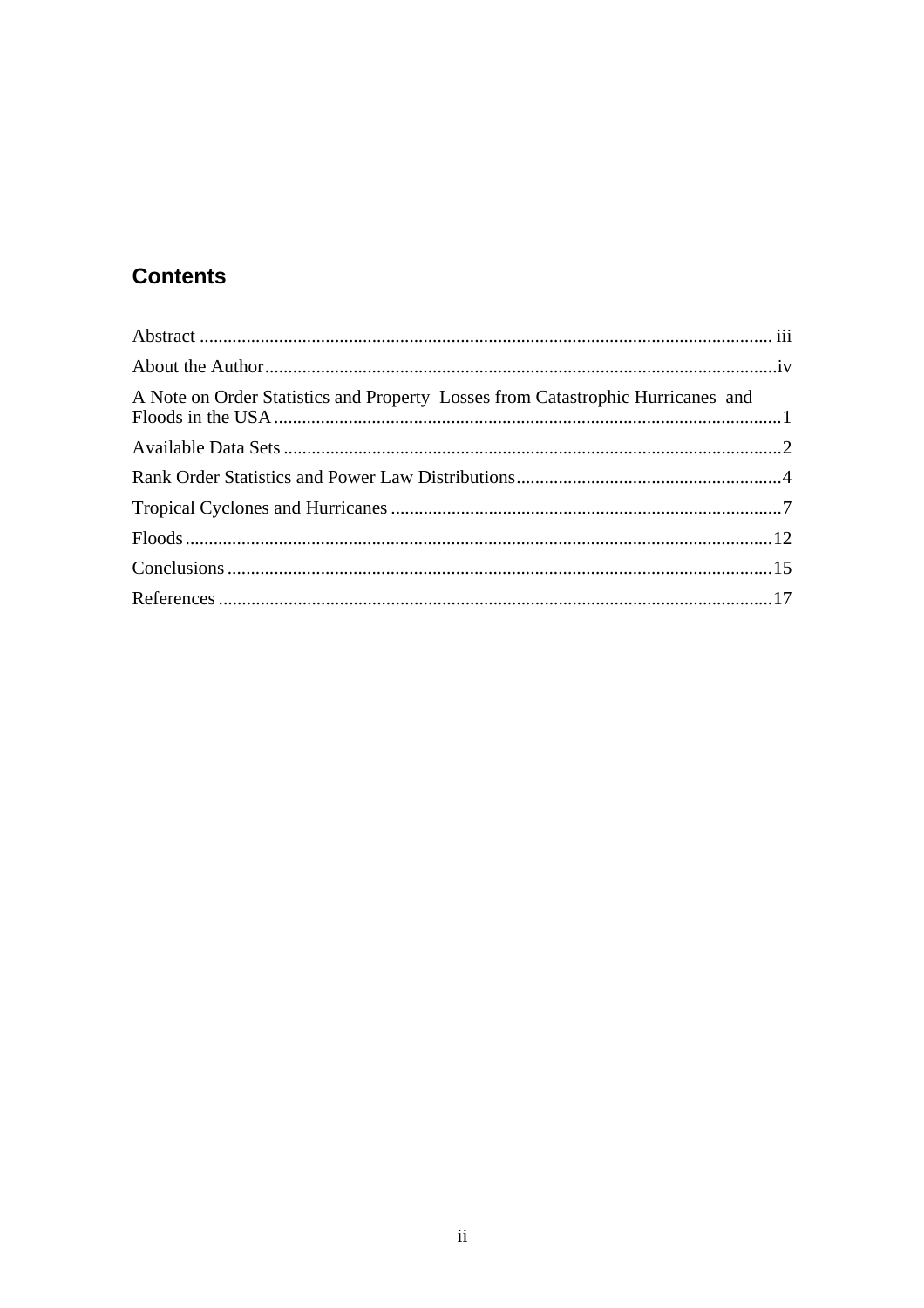## Contents

Abstract ........................................................................................................................ iii

About the Author..............................................................................................................iv

A Note on Order Statistics and Property Losses from Catastrophic Hurricanes and Floods in the USA .............................................................................................................1

Available Data Sets ...........................................................................................................2

Rank Order Statistics and Power Law Distributions.........................................................4

Tropical Cyclones and Hurricanes ....................................................................................7

Floods .............................................................................................................................12

Conclusions .....................................................................................................................15

References .......................................................................................................................17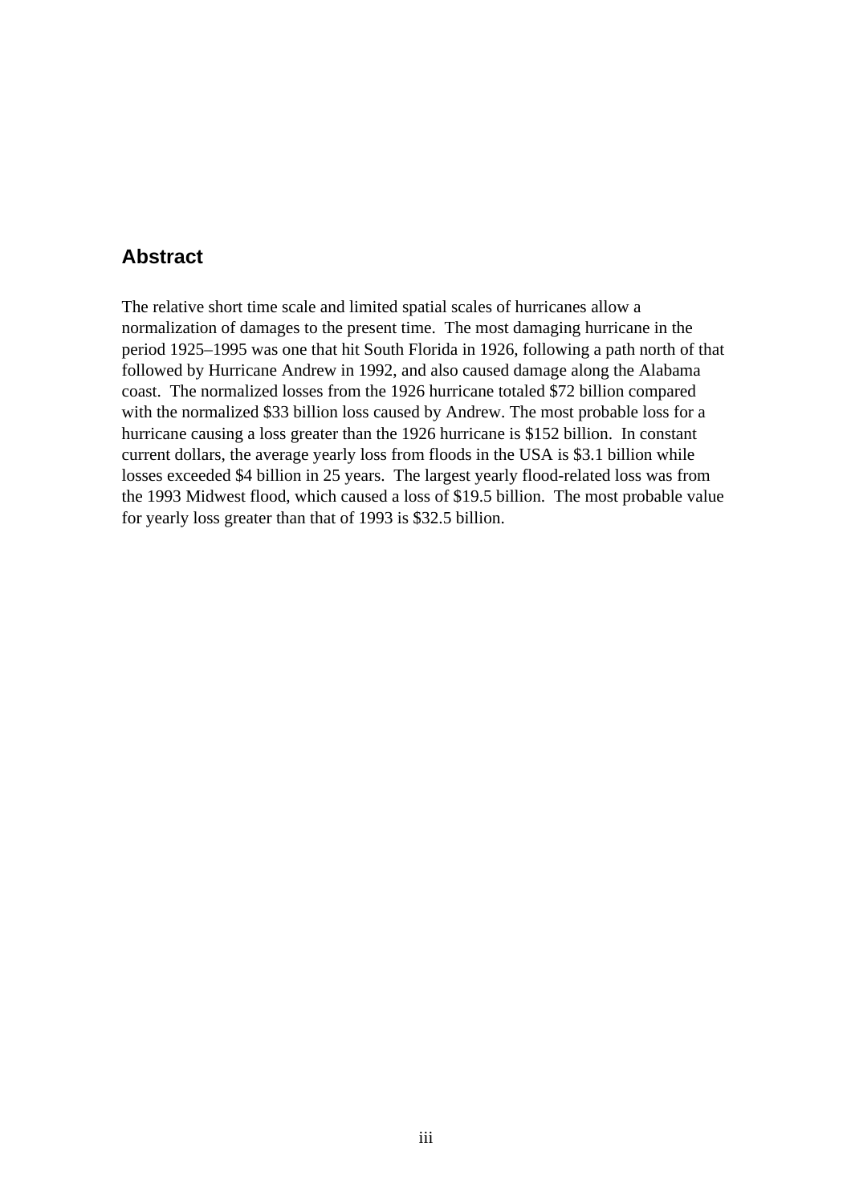## Abstract

The relative short time scale and limited spatial scales of hurricanes allow a normalization of damages to the present time. The most damaging hurricane in the period 1925–1995 was one that hit South Florida in 1926, following a path north of that followed by Hurricane Andrew in 1992, and also caused damage along the Alabama coast. The normalized losses from the 1926 hurricane totaled $72 billion compared with the normalized $33 billion loss caused by Andrew. The most probable loss for a hurricane causing a loss greater than the 1926 hurricane is $152 billion. In constant current dollars, the average yearly loss from floods in the USA is $3.1 billion while losses exceeded $4 billion in 25 years. The largest yearly flood-related loss was from the 1993 Midwest flood, which caused a loss of $19.5 billion. The most probable value for yearly loss greater than that of 1993 is $32.5 billion.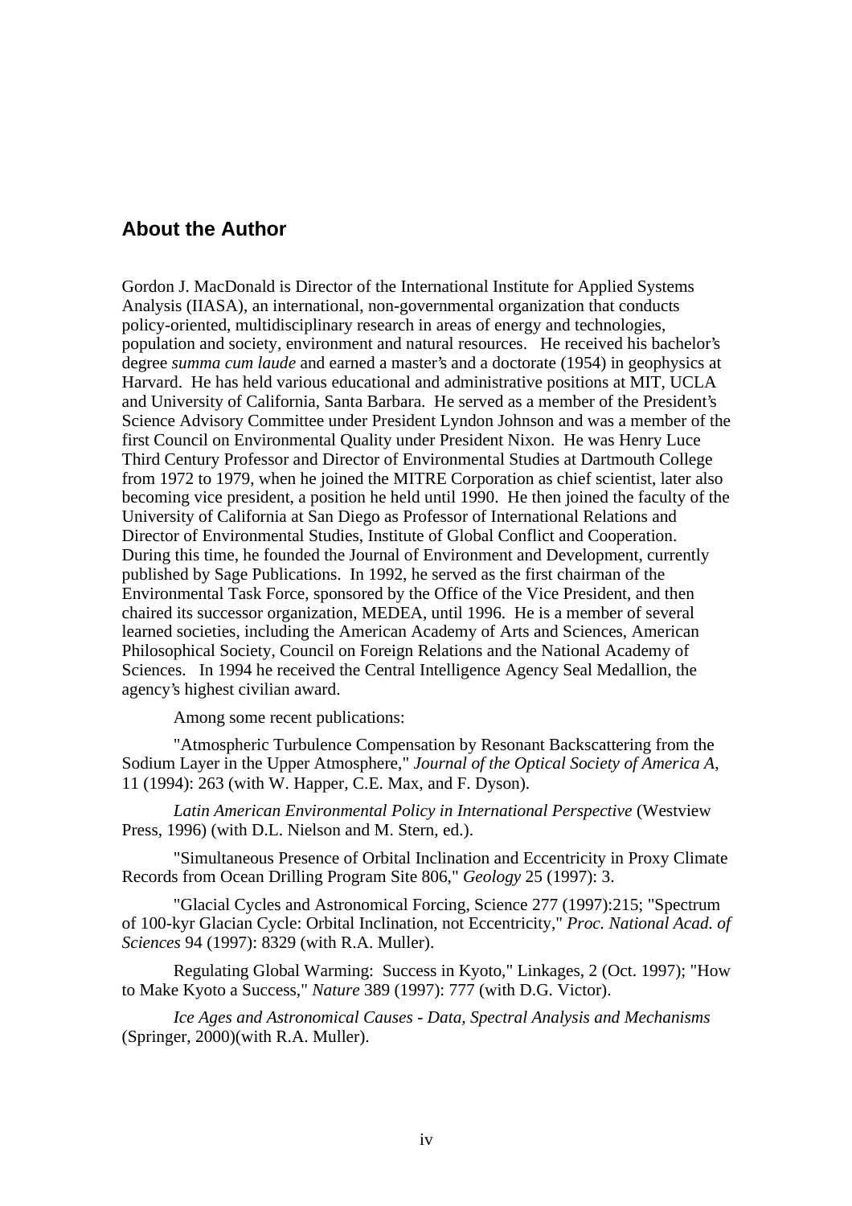## About the Author

Gordon J. MacDonald is Director of the International Institute for Applied Systems Analysis (IIASA), an international, non-governmental organization that conducts policy-oriented, multidisciplinary research in areas of energy and technologies, population and society, environment and natural resources. He received his bachelor's degree *summa cum laude* and earned a master's and a doctorate (1954) in geophysics at Harvard. He has held various educational and administrative positions at MIT, UCLA and University of California, Santa Barbara. He served as a member of the President's Science Advisory Committee under President Lyndon Johnson and was a member of the first Council on Environmental Quality under President Nixon. He was Henry Luce Third Century Professor and Director of Environmental Studies at Dartmouth College from 1972 to 1979, when he joined the MITRE Corporation as chief scientist, later also becoming vice president, a position he held until 1990. He then joined the faculty of the University of California at San Diego as Professor of International Relations and Director of Environmental Studies, Institute of Global Conflict and Cooperation. During this time, he founded the Journal of Environment and Development, currently published by Sage Publications. In 1992, he served as the first chairman of the Environmental Task Force, sponsored by the Office of the Vice President, and then chaired its successor organization, MEDEA, until 1996. He is a member of several learned societies, including the American Academy of Arts and Sciences, American Philosophical Society, Council on Foreign Relations and the National Academy of Sciences. In 1994 he received the Central Intelligence Agency Seal Medallion, the agency's highest civilian award.

Among some recent publications:

"Atmospheric Turbulence Compensation by Resonant Backscattering from the Sodium Layer in the Upper Atmosphere," *Journal of the Optical Society of America A*, 11 (1994): 263 (with W. Happer, C.E. Max, and F. Dyson).

*Latin American Environmental Policy in International Perspective* (Westview Press, 1996) (with D.L. Nielson and M. Stern, ed.).

"Simultaneous Presence of Orbital Inclination and Eccentricity in Proxy Climate Records from Ocean Drilling Program Site 806," *Geology* 25 (1997): 3.

"Glacial Cycles and Astronomical Forcing, Science 277 (1997):215; "Spectrum of 100-kyr Glacian Cycle: Orbital Inclination, not Eccentricity," *Proc. National Acad. of Sciences* 94 (1997): 8329 (with R.A. Muller).

Regulating Global Warming: Success in Kyoto," Linkages, 2 (Oct. 1997); "How to Make Kyoto a Success," *Nature* 389 (1997): 777 (with D.G. Victor).

*Ice Ages and Astronomical Causes - Data, Spectral Analysis and Mechanisms* (Springer, 2000)(with R.A. Muller).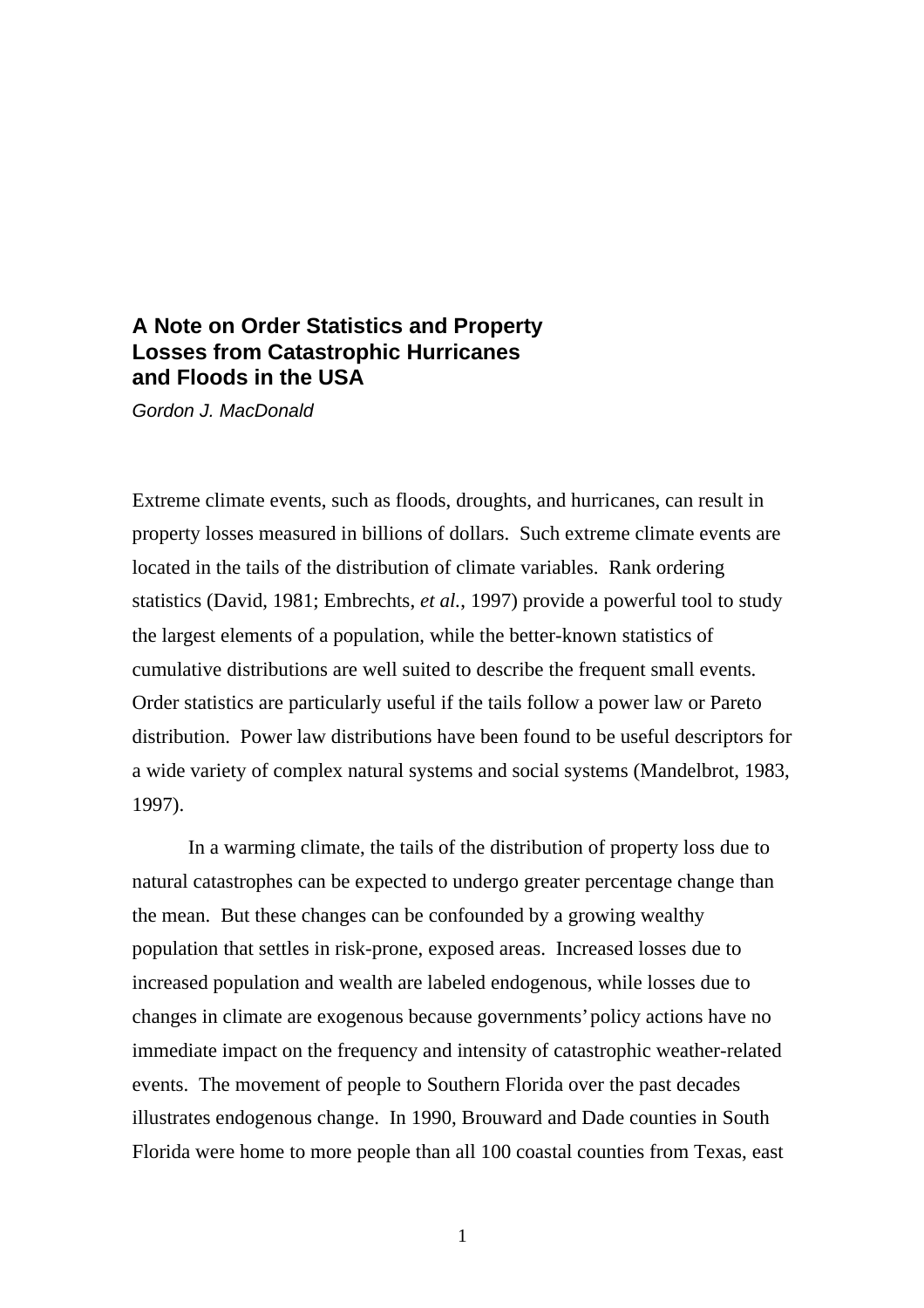# A Note on Order Statistics and Property Losses from Catastrophic Hurricanes and Floods in the USA

*Gordon J. MacDonald*

Extreme climate events, such as floods, droughts, and hurricanes, can result in property losses measured in billions of dollars. Such extreme climate events are located in the tails of the distribution of climate variables. Rank ordering statistics (David, 1981; Embrechts, *et al.*, 1997) provide a powerful tool to study the largest elements of a population, while the better-known statistics of cumulative distributions are well suited to describe the frequent small events. Order statistics are particularly useful if the tails follow a power law or Pareto distribution. Power law distributions have been found to be useful descriptors for a wide variety of complex natural systems and social systems (Mandelbrot, 1983, 1997).

In a warming climate, the tails of the distribution of property loss due to natural catastrophes can be expected to undergo greater percentage change than the mean. But these changes can be confounded by a growing wealthy population that settles in risk-prone, exposed areas. Increased losses due to increased population and wealth are labeled endogenous, while losses due to changes in climate are exogenous because governments' policy actions have no immediate impact on the frequency and intensity of catastrophic weather-related events. The movement of people to Southern Florida over the past decades illustrates endogenous change. In 1990, Brouward and Dade counties in South Florida were home to more people than all 100 coastal counties from Texas, east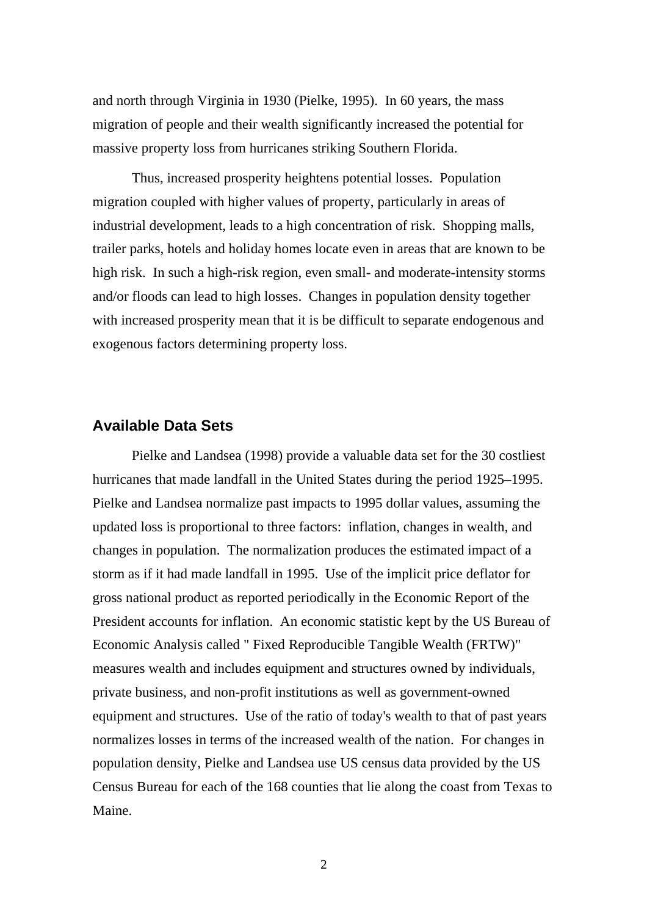and north through Virginia in 1930 (Pielke, 1995). In 60 years, the mass migration of people and their wealth significantly increased the potential for massive property loss from hurricanes striking Southern Florida.

Thus, increased prosperity heightens potential losses. Population migration coupled with higher values of property, particularly in areas of industrial development, leads to a high concentration of risk. Shopping malls, trailer parks, hotels and holiday homes locate even in areas that are known to be high risk. In such a high-risk region, even small- and moderate-intensity storms and/or floods can lead to high losses. Changes in population density together with increased prosperity mean that it is be difficult to separate endogenous and exogenous factors determining property loss.

## Available Data Sets

Pielke and Landsea (1998) provide a valuable data set for the 30 costliest hurricanes that made landfall in the United States during the period 1925–1995. Pielke and Landsea normalize past impacts to 1995 dollar values, assuming the updated loss is proportional to three factors: inflation, changes in wealth, and changes in population. The normalization produces the estimated impact of a storm as if it had made landfall in 1995. Use of the implicit price deflator for gross national product as reported periodically in the Economic Report of the President accounts for inflation. An economic statistic kept by the US Bureau of Economic Analysis called " Fixed Reproducible Tangible Wealth (FRTW)" measures wealth and includes equipment and structures owned by individuals, private business, and non-profit institutions as well as government-owned equipment and structures. Use of the ratio of today's wealth to that of past years normalizes losses in terms of the increased wealth of the nation. For changes in population density, Pielke and Landsea use US census data provided by the US Census Bureau for each of the 168 counties that lie along the coast from Texas to Maine.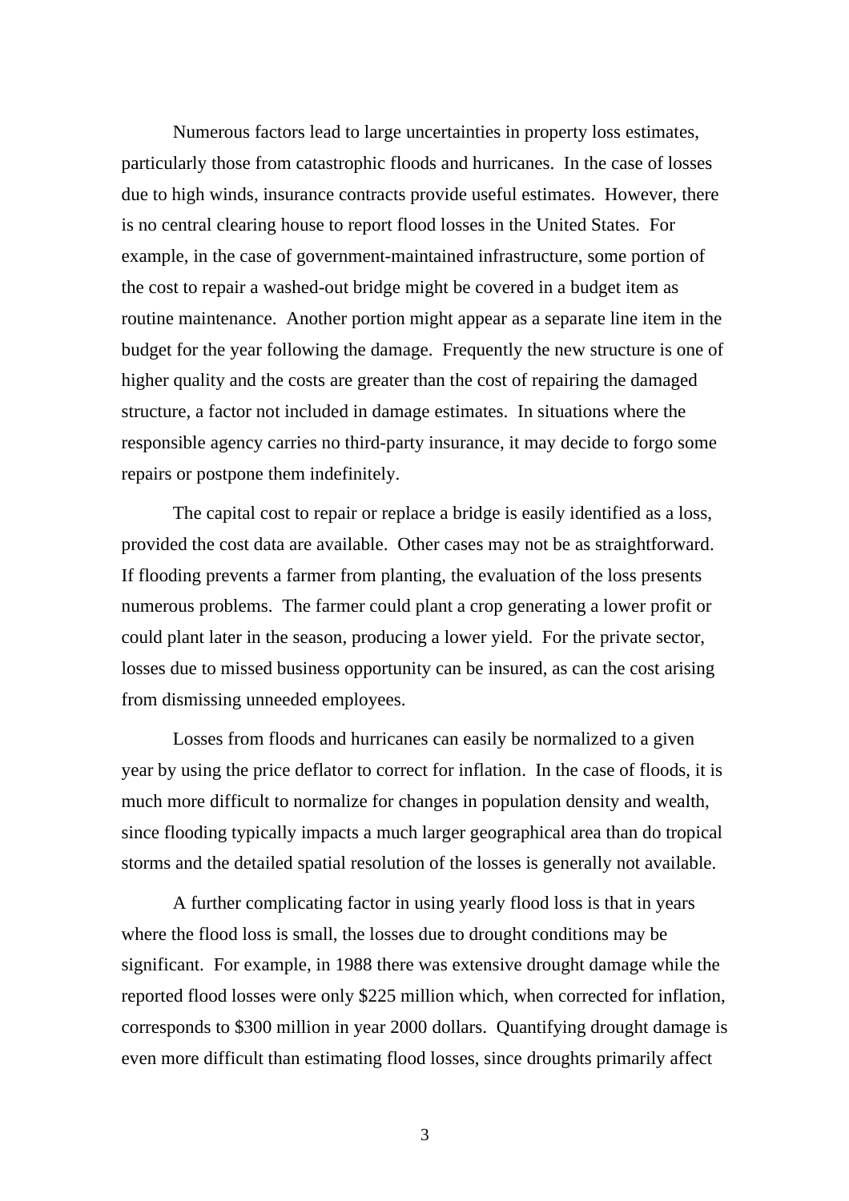Numerous factors lead to large uncertainties in property loss estimates, particularly those from catastrophic floods and hurricanes. In the case of losses due to high winds, insurance contracts provide useful estimates. However, there is no central clearing house to report flood losses in the United States. For example, in the case of government-maintained infrastructure, some portion of the cost to repair a washed-out bridge might be covered in a budget item as routine maintenance. Another portion might appear as a separate line item in the budget for the year following the damage. Frequently the new structure is one of higher quality and the costs are greater than the cost of repairing the damaged structure, a factor not included in damage estimates. In situations where the responsible agency carries no third-party insurance, it may decide to forgo some repairs or postpone them indefinitely.

The capital cost to repair or replace a bridge is easily identified as a loss, provided the cost data are available. Other cases may not be as straightforward. If flooding prevents a farmer from planting, the evaluation of the loss presents numerous problems. The farmer could plant a crop generating a lower profit or could plant later in the season, producing a lower yield. For the private sector, losses due to missed business opportunity can be insured, as can the cost arising from dismissing unneeded employees.

Losses from floods and hurricanes can easily be normalized to a given year by using the price deflator to correct for inflation. In the case of floods, it is much more difficult to normalize for changes in population density and wealth, since flooding typically impacts a much larger geographical area than do tropical storms and the detailed spatial resolution of the losses is generally not available.

A further complicating factor in using yearly flood loss is that in years where the flood loss is small, the losses due to drought conditions may be significant. For example, in 1988 there was extensive drought damage while the reported flood losses were only $225 million which, when corrected for inflation, corresponds to $300 million in year 2000 dollars. Quantifying drought damage is even more difficult than estimating flood losses, since droughts primarily affect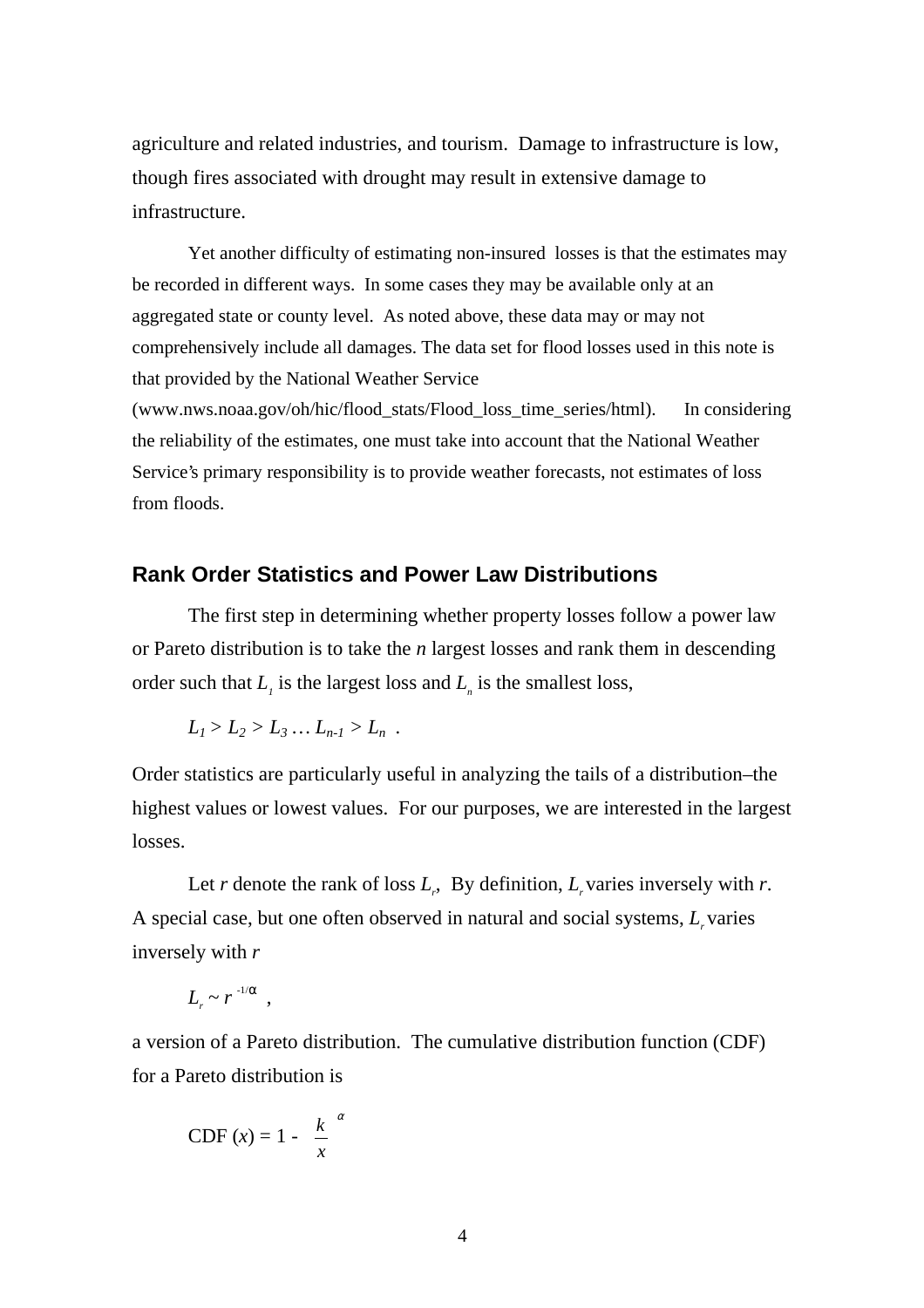agriculture and related industries, and tourism. Damage to infrastructure is low, though fires associated with drought may result in extensive damage to infrastructure.

Yet another difficulty of estimating non-insured losses is that the estimates may be recorded in different ways. In some cases they may be available only at an aggregated state or county level. As noted above, these data may or may not comprehensively include all damages. The data set for flood losses used in this note is that provided by the National Weather Service (www.nws.noaa.gov/oh/hic/flood_stats/Flood_loss_time_series/html). In considering the reliability of the estimates, one must take into account that the National Weather Service's primary responsibility is to provide weather forecasts, not estimates of loss from floods.

## Rank Order Statistics and Power Law Distributions

The first step in determining whether property losses follow a power law or Pareto distribution is to take the *n* largest losses and rank them in descending order such that $L_1$ is the largest loss and $L_n$ is the smallest loss,

$$L_1 > L_2 > L_3 \ldots L_{n-1} > L_n \ .$$

Order statistics are particularly useful in analyzing the tails of a distribution–the highest values or lowest values. For our purposes, we are interested in the largest losses.

Let *r* denote the rank of loss $L_r$, By definition, $L_r$ varies inversely with *r*. A special case, but one often observed in natural and social systems, $L_r$ varies inversely with *r*

$$L_r \sim r^{-1/\alpha} \ ,$$

a version of a Pareto distribution. The cumulative distribution function (CDF) for a Pareto distribution is

$$\text{CDF}(x) = 1 - \left(\frac{k}{x}\right)^{\alpha}$$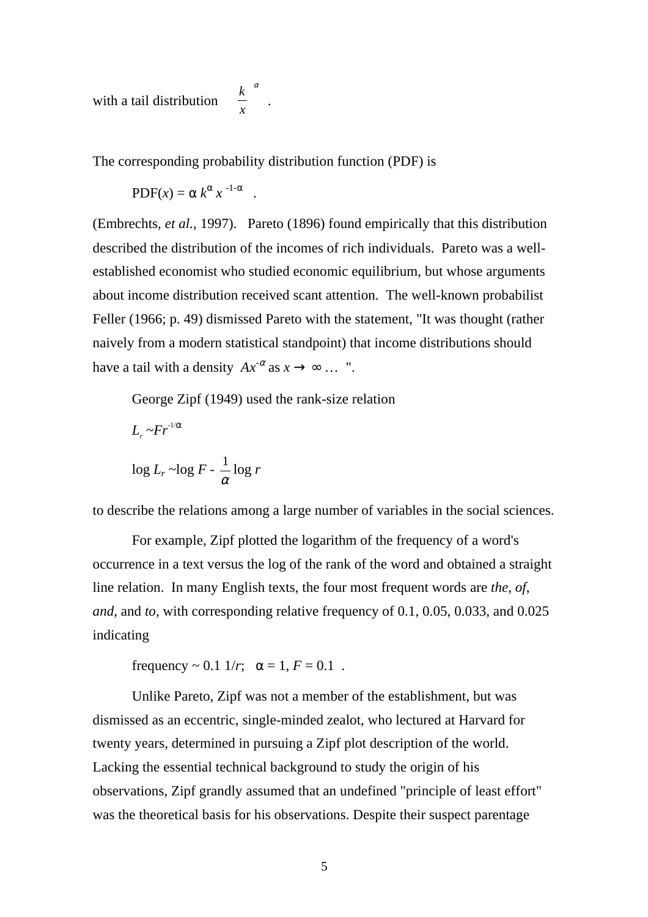with a tail distribution $\left(\frac{k}{x}\right)^{\alpha}$ .

The corresponding probability distribution function (PDF) is

$$\text{PDF}(x) = \alpha \, k^{\alpha} \, x^{-1-\alpha} \quad .$$

(Embrechts, *et al.*, 1997). Pareto (1896) found empirically that this distribution described the distribution of the incomes of rich individuals. Pareto was a well-established economist who studied economic equilibrium, but whose arguments about income distribution received scant attention. The well-known probabilist Feller (1966; p. 49) dismissed Pareto with the statement, "It was thought (rather naively from a modern statistical standpoint) that income distributions should have a tail with a density $Ax^{-\alpha}$ as $x \to \infty \ldots$ ".

George Zipf (1949) used the rank-size relation

$$L_r \sim F r^{-1/\alpha}$$

$$\log L_r \sim \log F - \frac{1}{\alpha} \log r$$

to describe the relations among a large number of variables in the social sciences.

For example, Zipf plotted the logarithm of the frequency of a word's occurrence in a text versus the log of the rank of the word and obtained a straight line relation. In many English texts, the four most frequent words are *the*, *of*, *and*, and *to*, with corresponding relative frequency of 0.1, 0.05, 0.033, and 0.025 indicating

$$\text{frequency} \sim 0.1 \; 1/r; \quad \alpha = 1, F = 0.1 \quad .$$

Unlike Pareto, Zipf was not a member of the establishment, but was dismissed as an eccentric, single-minded zealot, who lectured at Harvard for twenty years, determined in pursuing a Zipf plot description of the world. Lacking the essential technical background to study the origin of his observations, Zipf grandly assumed that an undefined "principle of least effort" was the theoretical basis for his observations. Despite their suspect parentage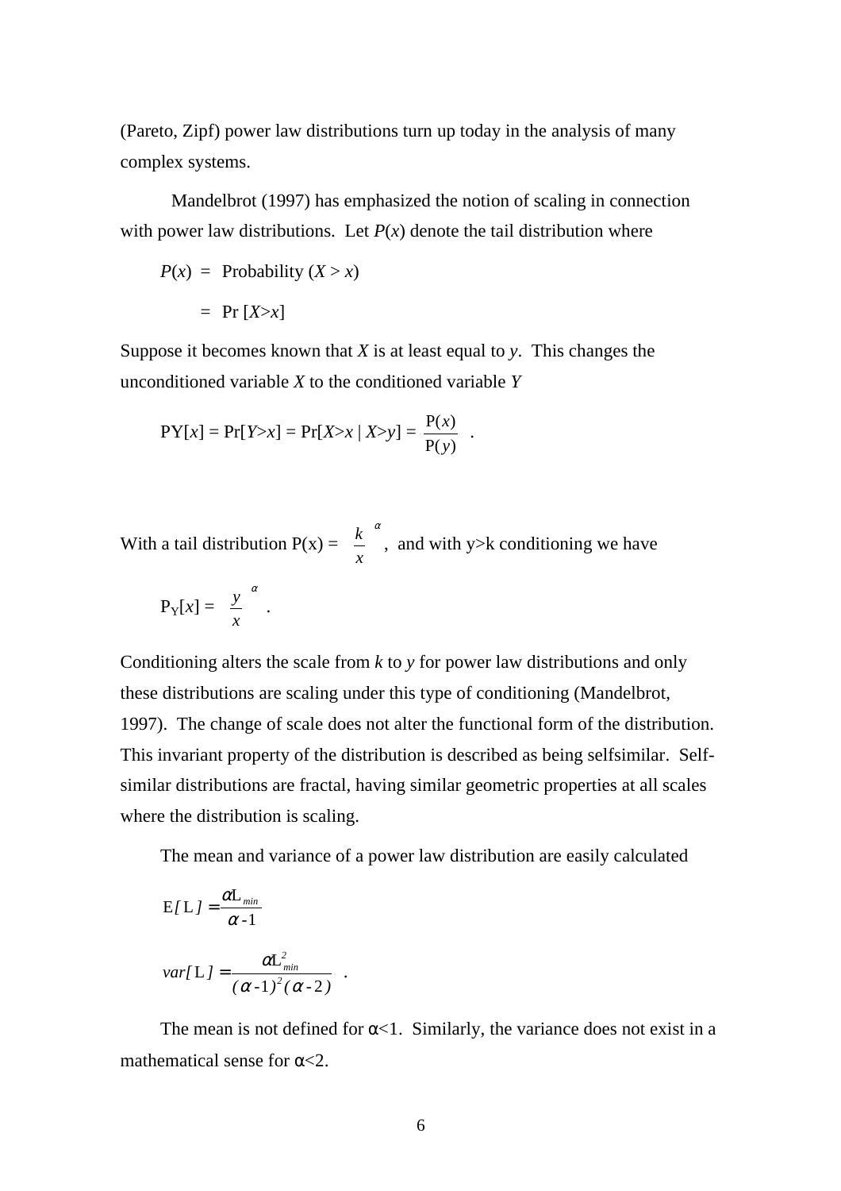(Pareto, Zipf) power law distributions turn up today in the analysis of many complex systems.

Mandelbrot (1997) has emphasized the notion of scaling in connection with power law distributions. Let $P(x)$ denote the tail distribution where

$$P(x) = \text{Probability } (X > x)$$

$$= \Pr[X > x]$$

Suppose it becomes known that $X$ is at least equal to $y$. This changes the unconditioned variable $X$ to the conditioned variable $Y$

$$\text{PY}[x] = \Pr[Y > x] = \Pr[X > x \mid X > y] = \frac{\text{P}(x)}{\text{P}(y)} \quad .$$

With a tail distribution $\text{P(x)} = \left(\frac{k}{x}\right)^{\alpha}$, and with y>k conditioning we have

$$\text{P}_{\text{Y}}[x] = \left(\frac{y}{x}\right)^{\alpha} \quad .$$

Conditioning alters the scale from $k$ to $y$ for power law distributions and only these distributions are scaling under this type of conditioning (Mandelbrot, 1997). The change of scale does not alter the functional form of the distribution. This invariant property of the distribution is described as being selfsimilar. Self-similar distributions are fractal, having similar geometric properties at all scales where the distribution is scaling.

The mean and variance of a power law distribution are easily calculated

$$\text{E}[\text{L}] = \frac{\alpha \text{L}_{min}}{\alpha - 1}$$

$$var[\text{L}] = \frac{\alpha \text{L}_{min}^{2}}{(\alpha - 1)^{2}(\alpha - 2)} \quad .$$

The mean is not defined for $\alpha < 1$. Similarly, the variance does not exist in a mathematical sense for $\alpha < 2$.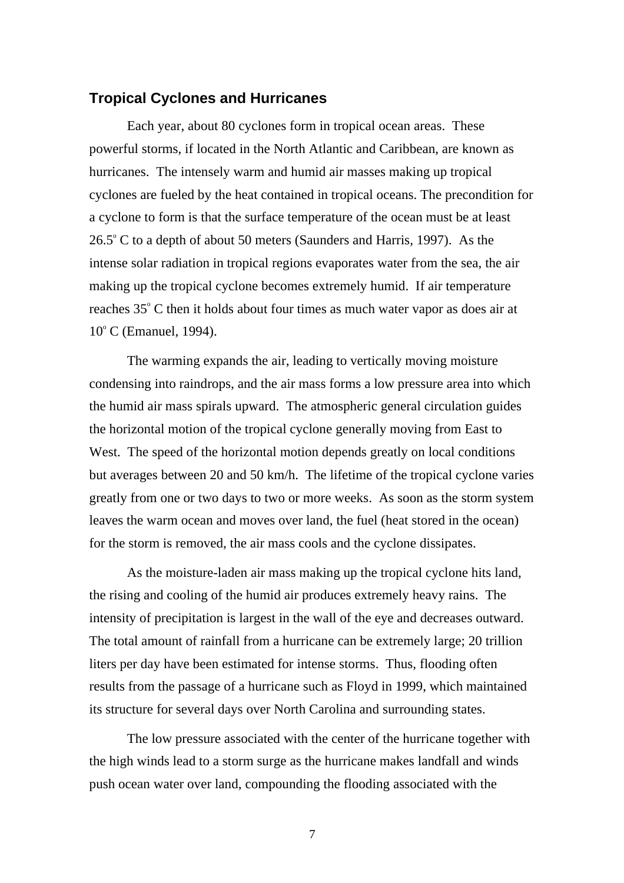## Tropical Cyclones and Hurricanes

Each year, about 80 cyclones form in tropical ocean areas. These powerful storms, if located in the North Atlantic and Caribbean, are known as hurricanes. The intensely warm and humid air masses making up tropical cyclones are fueled by the heat contained in tropical oceans. The precondition for a cyclone to form is that the surface temperature of the ocean must be at least 26.5$^{o}$ C to a depth of about 50 meters (Saunders and Harris, 1997). As the intense solar radiation in tropical regions evaporates water from the sea, the air making up the tropical cyclone becomes extremely humid. If air temperature reaches 35$^{o}$ C then it holds about four times as much water vapor as does air at 10$^{o}$ C (Emanuel, 1994).

The warming expands the air, leading to vertically moving moisture condensing into raindrops, and the air mass forms a low pressure area into which the humid air mass spirals upward. The atmospheric general circulation guides the horizontal motion of the tropical cyclone generally moving from East to West. The speed of the horizontal motion depends greatly on local conditions but averages between 20 and 50 km/h. The lifetime of the tropical cyclone varies greatly from one or two days to two or more weeks. As soon as the storm system leaves the warm ocean and moves over land, the fuel (heat stored in the ocean) for the storm is removed, the air mass cools and the cyclone dissipates.

As the moisture-laden air mass making up the tropical cyclone hits land, the rising and cooling of the humid air produces extremely heavy rains. The intensity of precipitation is largest in the wall of the eye and decreases outward. The total amount of rainfall from a hurricane can be extremely large; 20 trillion liters per day have been estimated for intense storms. Thus, flooding often results from the passage of a hurricane such as Floyd in 1999, which maintained its structure for several days over North Carolina and surrounding states.

The low pressure associated with the center of the hurricane together with the high winds lead to a storm surge as the hurricane makes landfall and winds push ocean water over land, compounding the flooding associated with the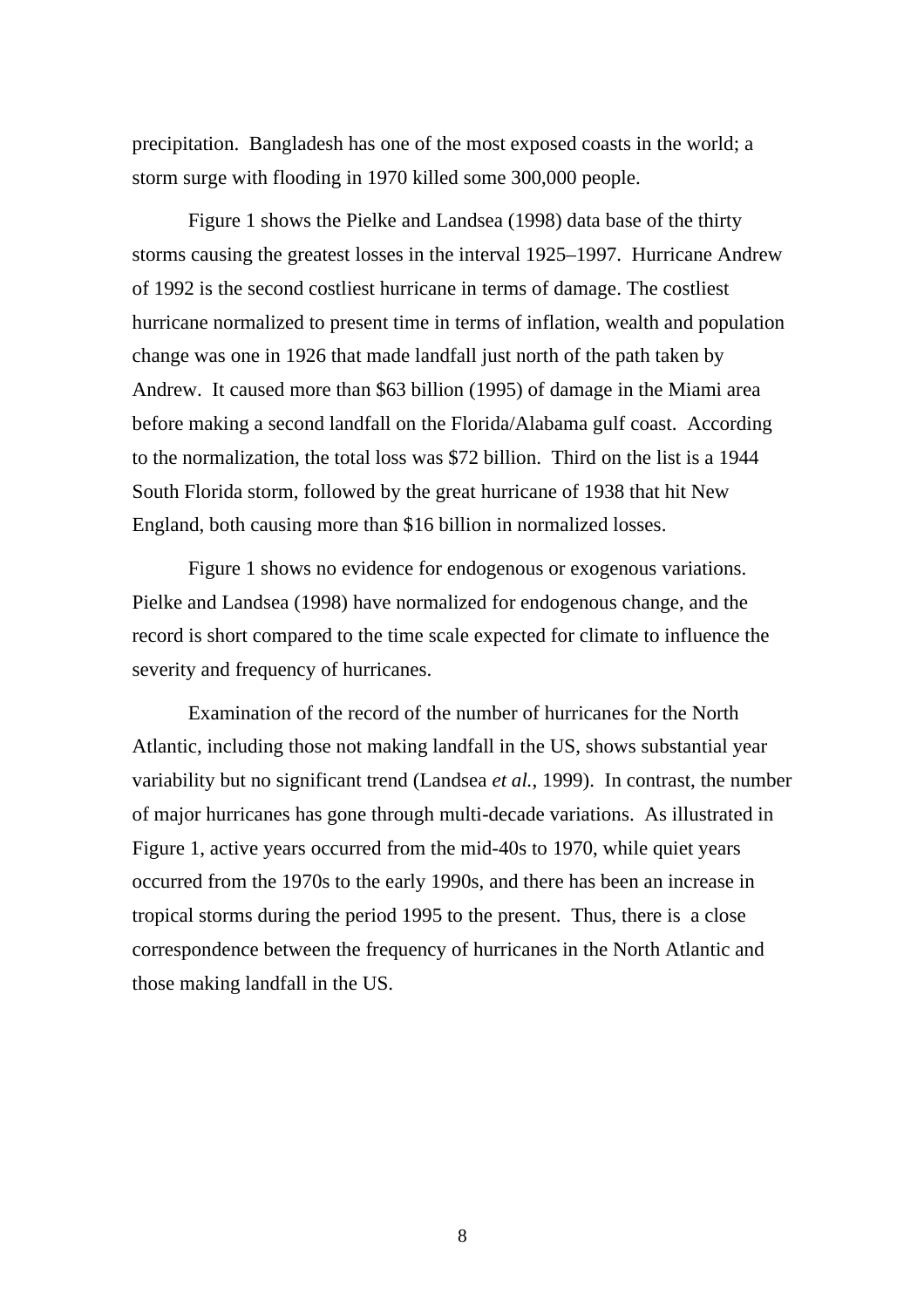precipitation.  Bangladesh has one of the most exposed coasts in the world; a storm surge with flooding in 1970 killed some 300,000 people.

Figure 1 shows the Pielke and Landsea (1998) data base of the thirty storms causing the greatest losses in the interval 1925–1997.  Hurricane Andrew of 1992 is the second costliest hurricane in terms of damage. The costliest hurricane normalized to present time in terms of inflation, wealth and population change was one in 1926 that made landfall just north of the path taken by Andrew.  It caused more than $63 billion (1995) of damage in the Miami area before making a second landfall on the Florida/Alabama gulf coast.  According to the normalization, the total loss was $72 billion.  Third on the list is a 1944 South Florida storm, followed by the great hurricane of 1938 that hit New England, both causing more than $16 billion in normalized losses.

Figure 1 shows no evidence for endogenous or exogenous variations. Pielke and Landsea (1998) have normalized for endogenous change, and the record is short compared to the time scale expected for climate to influence the severity and frequency of hurricanes.

Examination of the record of the number of hurricanes for the North Atlantic, including those not making landfall in the US, shows substantial year variability but no significant trend (Landsea *et al.*, 1999).  In contrast, the number of major hurricanes has gone through multi-decade variations.  As illustrated in Figure 1, active years occurred from the mid-40s to 1970, while quiet years occurred from the 1970s to the early 1990s, and there has been an increase in tropical storms during the period 1995 to the present.  Thus, there is  a close correspondence between the frequency of hurricanes in the North Atlantic and those making landfall in the US.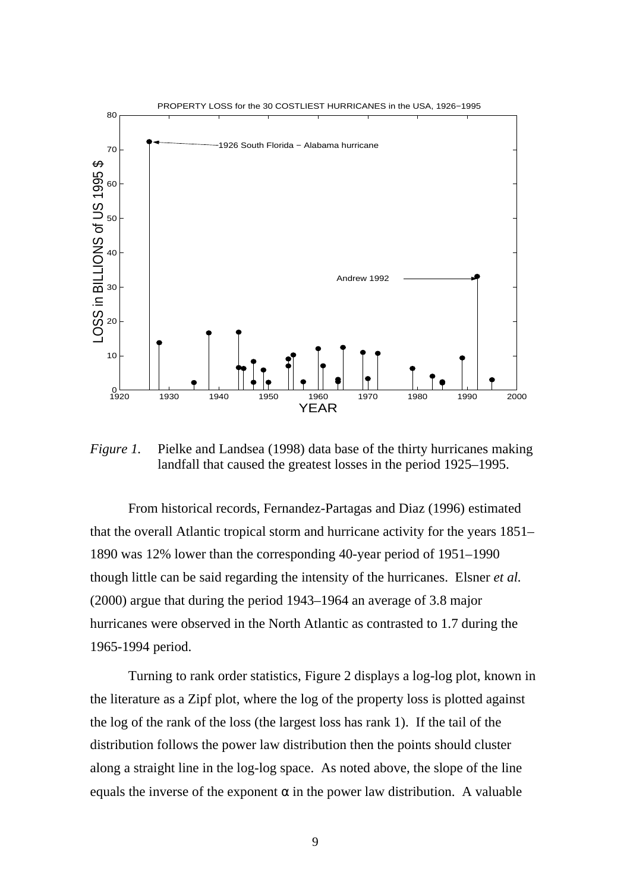*Figure 1.* Pielke and Landsea (1998) data base of the thirty hurricanes making landfall that caused the greatest losses in the period 1925–1995.

From historical records, Fernandez-Partagas and Diaz (1996) estimated that the overall Atlantic tropical storm and hurricane activity for the years 1851–1890 was 12% lower than the corresponding 40-year period of 1951–1990 though little can be said regarding the intensity of the hurricanes. Elsner *et al.* (2000) argue that during the period 1943–1964 an average of 3.8 major hurricanes were observed in the North Atlantic as contrasted to 1.7 during the 1965-1994 period.

Turning to rank order statistics, Figure 2 displays a log-log plot, known in the literature as a Zipf plot, where the log of the property loss is plotted against the log of the rank of the loss (the largest loss has rank 1). If the tail of the distribution follows the power law distribution then the points should cluster along a straight line in the log-log space. As noted above, the slope of the line equals the inverse of the exponent $\alpha$ in the power law distribution. A valuable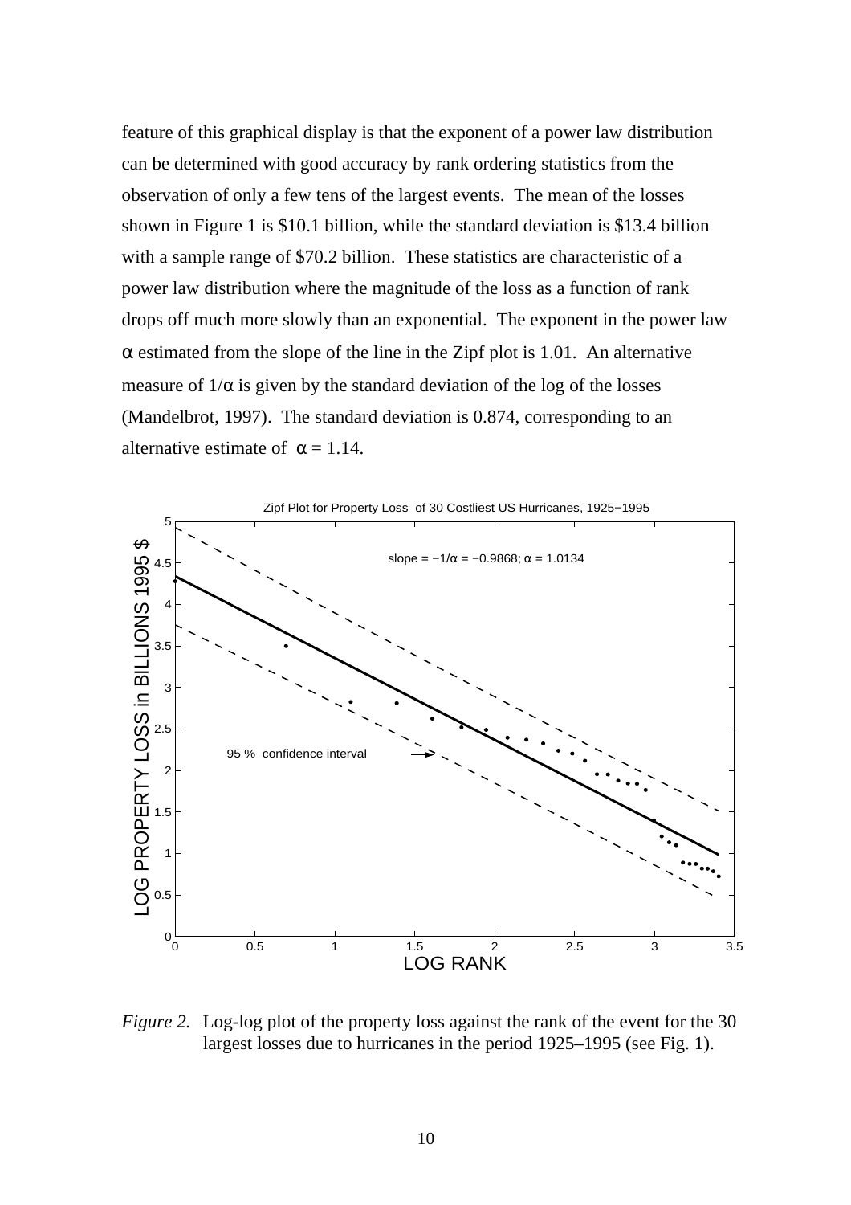feature of this graphical display is that the exponent of a power law distribution can be determined with good accuracy by rank ordering statistics from the observation of only a few tens of the largest events. The mean of the losses shown in Figure 1 is \$10.1 billion, while the standard deviation is \$13.4 billion with a sample range of \$70.2 billion. These statistics are characteristic of a power law distribution where the magnitude of the loss as a function of rank drops off much more slowly than an exponential. The exponent in the power law $\alpha$ estimated from the slope of the line in the Zipf plot is 1.01. An alternative measure of $1/\alpha$ is given by the standard deviation of the log of the losses (Mandelbrot, 1997). The standard deviation is 0.874, corresponding to an alternative estimate of $\alpha = 1.14$.

*Figure 2.* Log-log plot of the property loss against the rank of the event for the 30 largest losses due to hurricanes in the period 1925–1995 (see Fig. 1).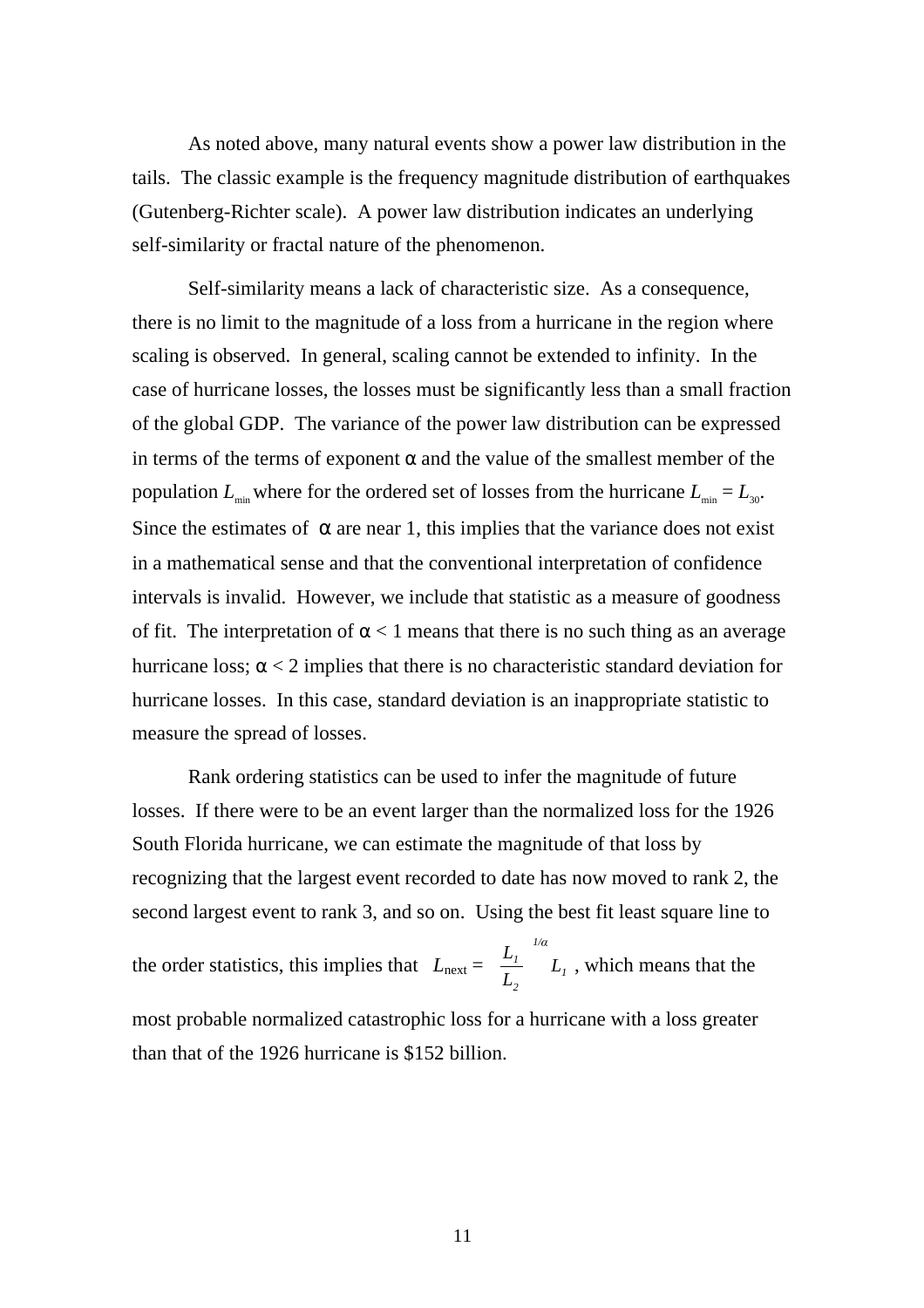As noted above, many natural events show a power law distribution in the tails. The classic example is the frequency magnitude distribution of earthquakes (Gutenberg-Richter scale). A power law distribution indicates an underlying self-similarity or fractal nature of the phenomenon.

Self-similarity means a lack of characteristic size. As a consequence, there is no limit to the magnitude of a loss from a hurricane in the region where scaling is observed. In general, scaling cannot be extended to infinity. In the case of hurricane losses, the losses must be significantly less than a small fraction of the global GDP. The variance of the power law distribution can be expressed in terms of the terms of exponent $\alpha$ and the value of the smallest member of the population $L_{\min}$ where for the ordered set of losses from the hurricane $L_{\min} = L_{30}$. Since the estimates of $\alpha$ are near 1, this implies that the variance does not exist in a mathematical sense and that the conventional interpretation of confidence intervals is invalid. However, we include that statistic as a measure of goodness of fit. The interpretation of $\alpha < 1$ means that there is no such thing as an average hurricane loss; $\alpha < 2$ implies that there is no characteristic standard deviation for hurricane losses. In this case, standard deviation is an inappropriate statistic to measure the spread of losses.

Rank ordering statistics can be used to infer the magnitude of future losses. If there were to be an event larger than the normalized loss for the 1926 South Florida hurricane, we can estimate the magnitude of that loss by recognizing that the largest event recorded to date has now moved to rank 2, the second largest event to rank 3, and so on. Using the best fit least square line to the order statistics, this implies that $L_{\text{next}} = \left(\frac{L_1}{L_2}\right)^{1/\alpha} L_1$, which means that the most probable normalized catastrophic loss for a hurricane with a loss greater than that of the 1926 hurricane is \$152 billion.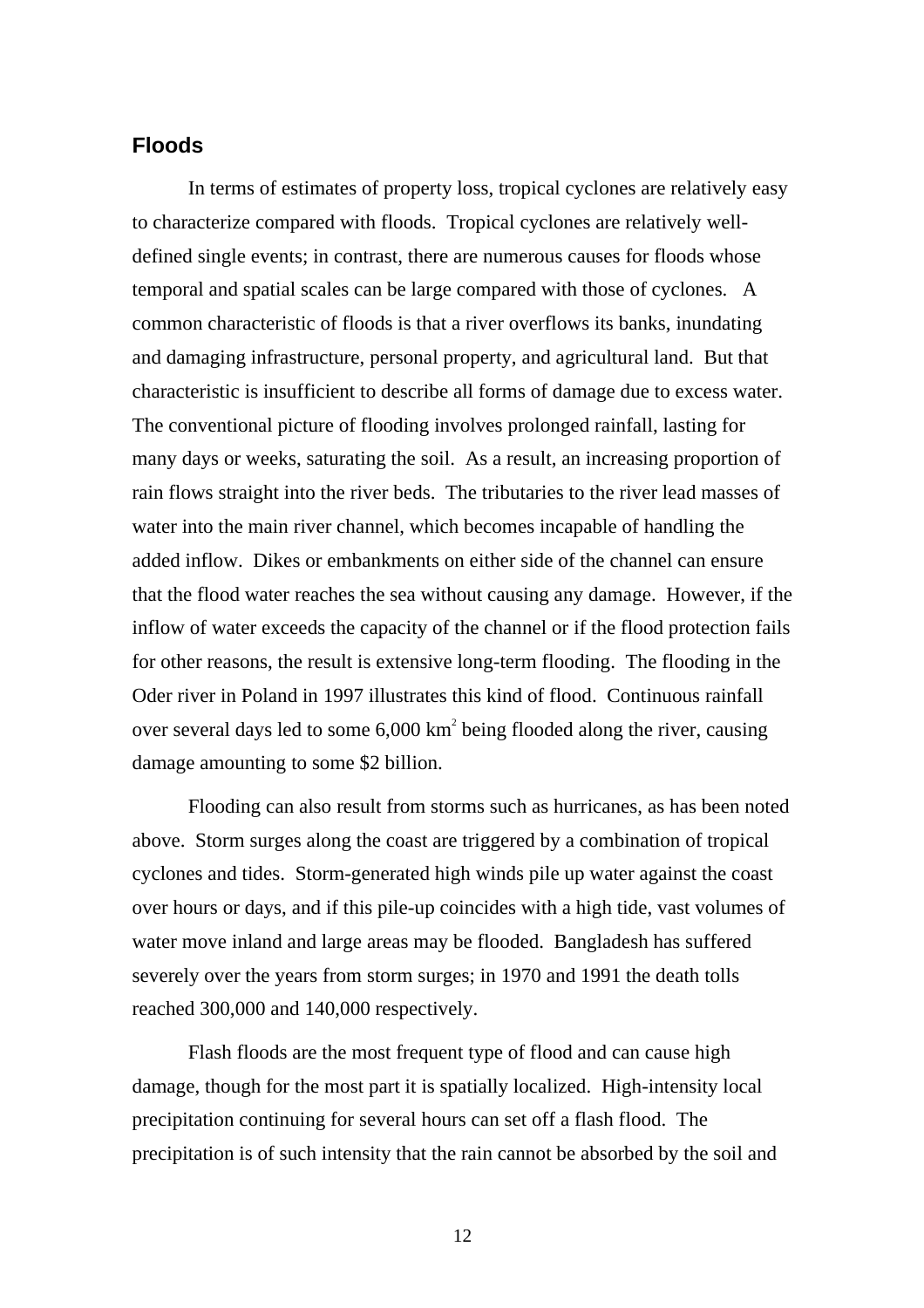## Floods

In terms of estimates of property loss, tropical cyclones are relatively easy to characterize compared with floods. Tropical cyclones are relatively well-defined single events; in contrast, there are numerous causes for floods whose temporal and spatial scales can be large compared with those of cyclones. A common characteristic of floods is that a river overflows its banks, inundating and damaging infrastructure, personal property, and agricultural land. But that characteristic is insufficient to describe all forms of damage due to excess water. The conventional picture of flooding involves prolonged rainfall, lasting for many days or weeks, saturating the soil. As a result, an increasing proportion of rain flows straight into the river beds. The tributaries to the river lead masses of water into the main river channel, which becomes incapable of handling the added inflow. Dikes or embankments on either side of the channel can ensure that the flood water reaches the sea without causing any damage. However, if the inflow of water exceeds the capacity of the channel or if the flood protection fails for other reasons, the result is extensive long-term flooding. The flooding in the Oder river in Poland in 1997 illustrates this kind of flood. Continuous rainfall over several days led to some 6,000 $km^2$ being flooded along the river, causing damage amounting to some $2 billion.

Flooding can also result from storms such as hurricanes, as has been noted above. Storm surges along the coast are triggered by a combination of tropical cyclones and tides. Storm-generated high winds pile up water against the coast over hours or days, and if this pile-up coincides with a high tide, vast volumes of water move inland and large areas may be flooded. Bangladesh has suffered severely over the years from storm surges; in 1970 and 1991 the death tolls reached 300,000 and 140,000 respectively.

Flash floods are the most frequent type of flood and can cause high damage, though for the most part it is spatially localized. High-intensity local precipitation continuing for several hours can set off a flash flood. The precipitation is of such intensity that the rain cannot be absorbed by the soil and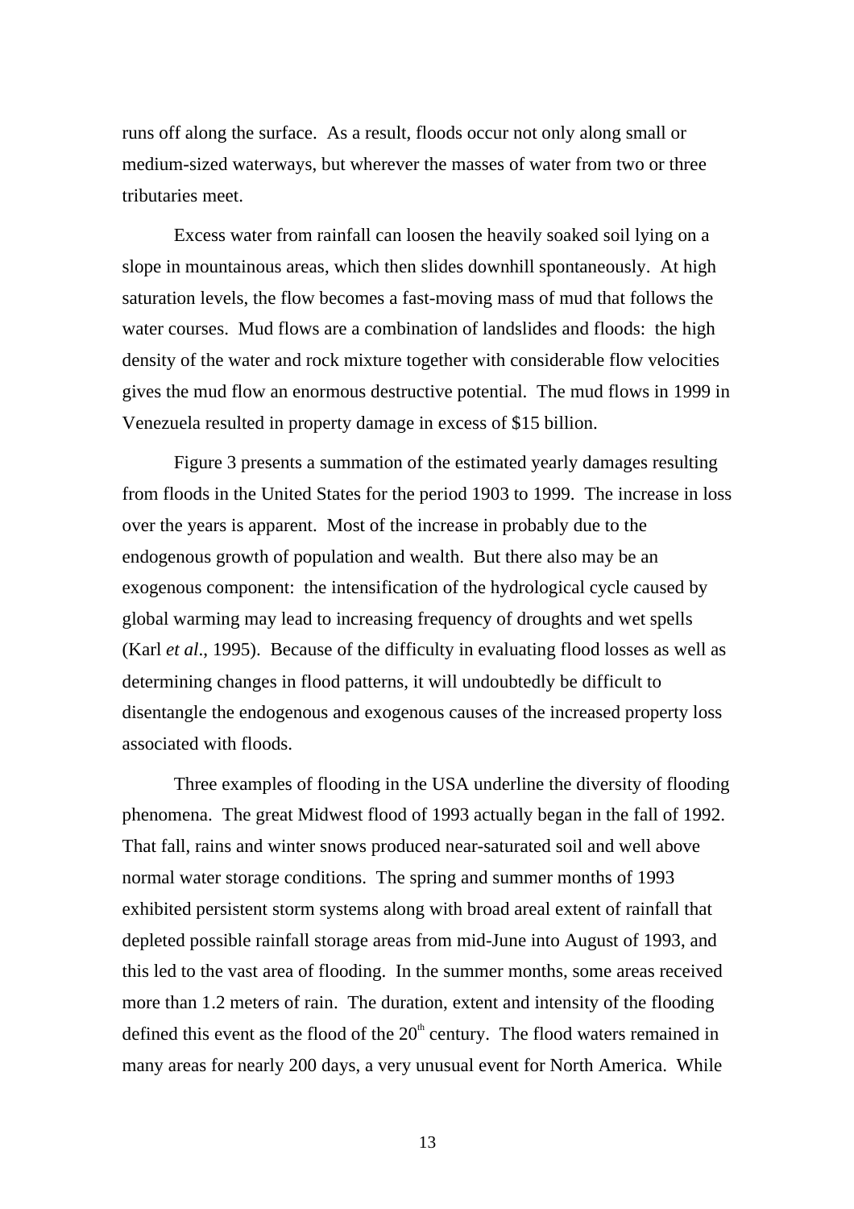runs off along the surface. As a result, floods occur not only along small or medium-sized waterways, but wherever the masses of water from two or three tributaries meet.

Excess water from rainfall can loosen the heavily soaked soil lying on a slope in mountainous areas, which then slides downhill spontaneously. At high saturation levels, the flow becomes a fast-moving mass of mud that follows the water courses. Mud flows are a combination of landslides and floods: the high density of the water and rock mixture together with considerable flow velocities gives the mud flow an enormous destructive potential. The mud flows in 1999 in Venezuela resulted in property damage in excess of $15 billion.

Figure 3 presents a summation of the estimated yearly damages resulting from floods in the United States for the period 1903 to 1999. The increase in loss over the years is apparent. Most of the increase in probably due to the endogenous growth of population and wealth. But there also may be an exogenous component: the intensification of the hydrological cycle caused by global warming may lead to increasing frequency of droughts and wet spells (Karl *et al*., 1995). Because of the difficulty in evaluating flood losses as well as determining changes in flood patterns, it will undoubtedly be difficult to disentangle the endogenous and exogenous causes of the increased property loss associated with floods.

Three examples of flooding in the USA underline the diversity of flooding phenomena. The great Midwest flood of 1993 actually began in the fall of 1992. That fall, rains and winter snows produced near-saturated soil and well above normal water storage conditions. The spring and summer months of 1993 exhibited persistent storm systems along with broad areal extent of rainfall that depleted possible rainfall storage areas from mid-June into August of 1993, and this led to the vast area of flooding. In the summer months, some areas received more than 1.2 meters of rain. The duration, extent and intensity of the flooding defined this event as the flood of the 20th century. The flood waters remained in many areas for nearly 200 days, a very unusual event for North America. While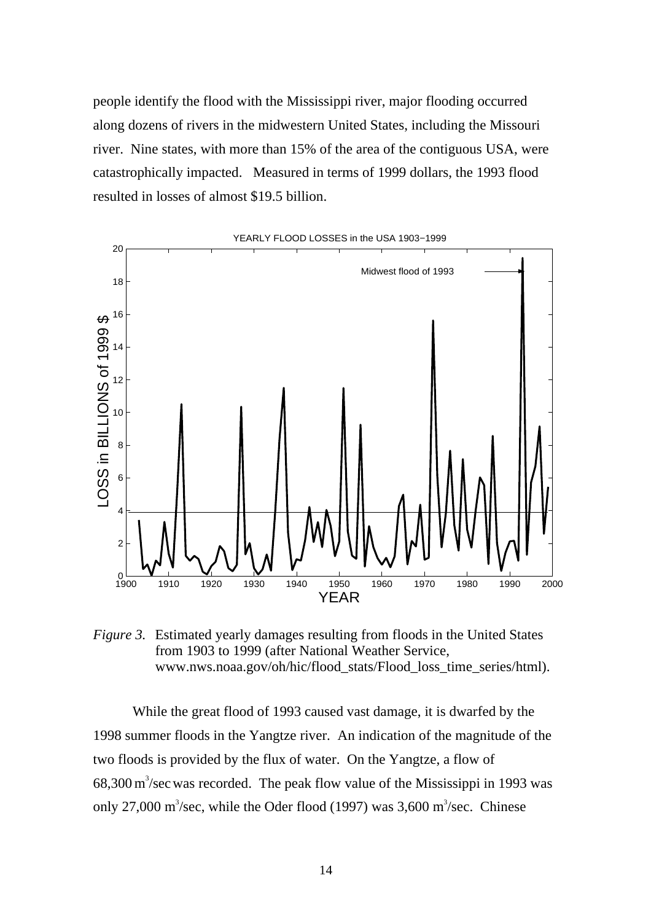people identify the flood with the Mississippi river, major flooding occurred along dozens of rivers in the midwestern United States, including the Missouri river. Nine states, with more than 15% of the area of the contiguous USA, were catastrophically impacted. Measured in terms of 1999 dollars, the 1993 flood resulted in losses of almost \$19.5 billion.

*Figure 3.* Estimated yearly damages resulting from floods in the United States from 1903 to 1999 (after National Weather Service, www.nws.noaa.gov/oh/hic/flood_stats/Flood_loss_time_series/html).

While the great flood of 1993 caused vast damage, it is dwarfed by the 1998 summer floods in the Yangtze river. An indication of the magnitude of the two floods is provided by the flux of water. On the Yangtze, a flow of 68,300 $m^3$/sec was recorded. The peak flow value of the Mississippi in 1993 was only 27,000 $m^3$/sec, while the Oder flood (1997) was 3,600 $m^3$/sec. Chinese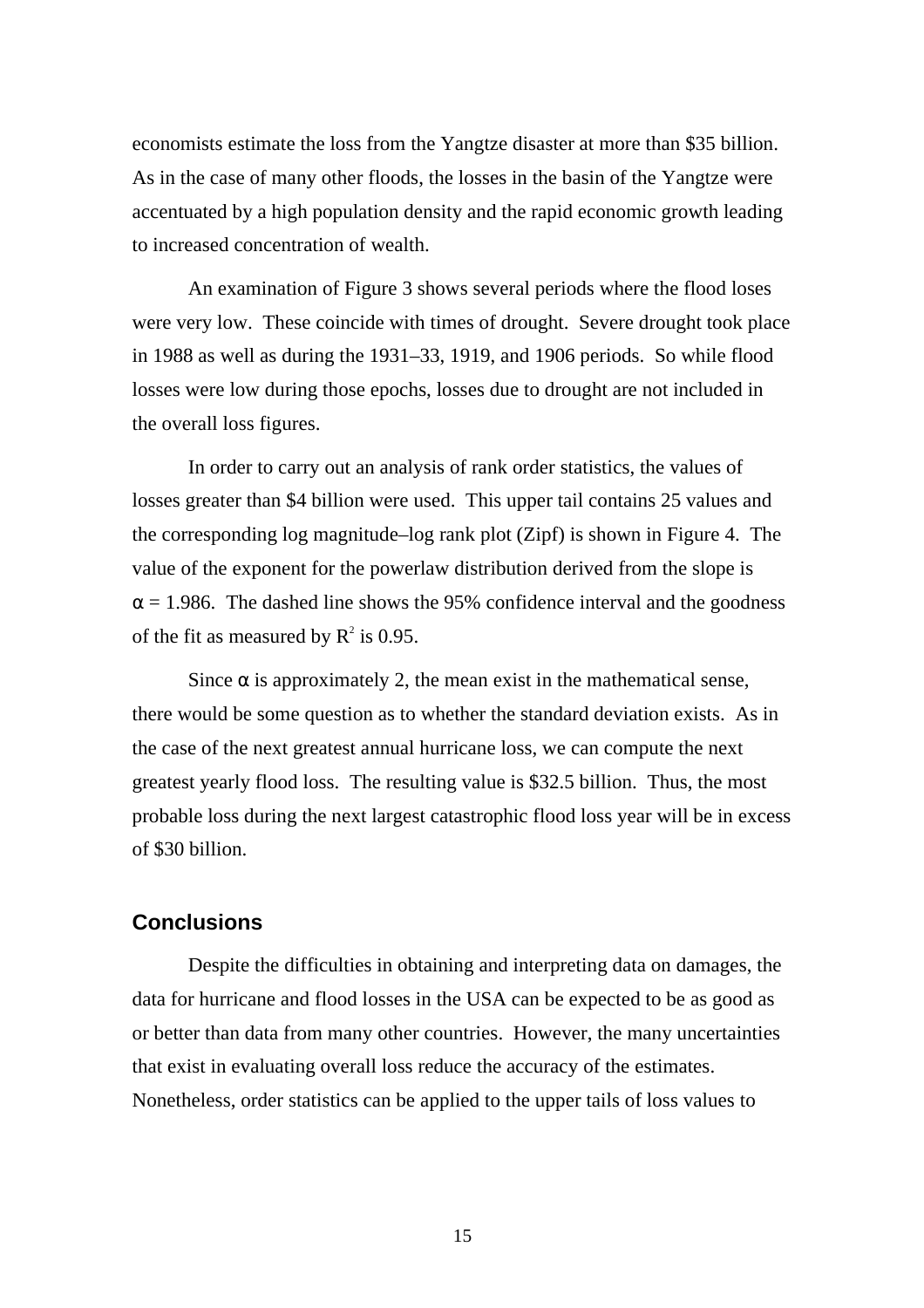economists estimate the loss from the Yangtze disaster at more than $35 billion. As in the case of many other floods, the losses in the basin of the Yangtze were accentuated by a high population density and the rapid economic growth leading to increased concentration of wealth.

An examination of Figure 3 shows several periods where the flood loses were very low. These coincide with times of drought. Severe drought took place in 1988 as well as during the 1931–33, 1919, and 1906 periods. So while flood losses were low during those epochs, losses due to drought are not included in the overall loss figures.

In order to carry out an analysis of rank order statistics, the values of losses greater than $4 billion were used. This upper tail contains 25 values and the corresponding log magnitude–log rank plot (Zipf) is shown in Figure 4. The value of the exponent for the powerlaw distribution derived from the slope is $\alpha = 1.986$. The dashed line shows the 95% confidence interval and the goodness of the fit as measured by $R^2$ is 0.95.

Since $\alpha$ is approximately 2, the mean exist in the mathematical sense, there would be some question as to whether the standard deviation exists. As in the case of the next greatest annual hurricane loss, we can compute the next greatest yearly flood loss. The resulting value is $32.5 billion. Thus, the most probable loss during the next largest catastrophic flood loss year will be in excess of $30 billion.

## Conclusions

Despite the difficulties in obtaining and interpreting data on damages, the data for hurricane and flood losses in the USA can be expected to be as good as or better than data from many other countries. However, the many uncertainties that exist in evaluating overall loss reduce the accuracy of the estimates. Nonetheless, order statistics can be applied to the upper tails of loss values to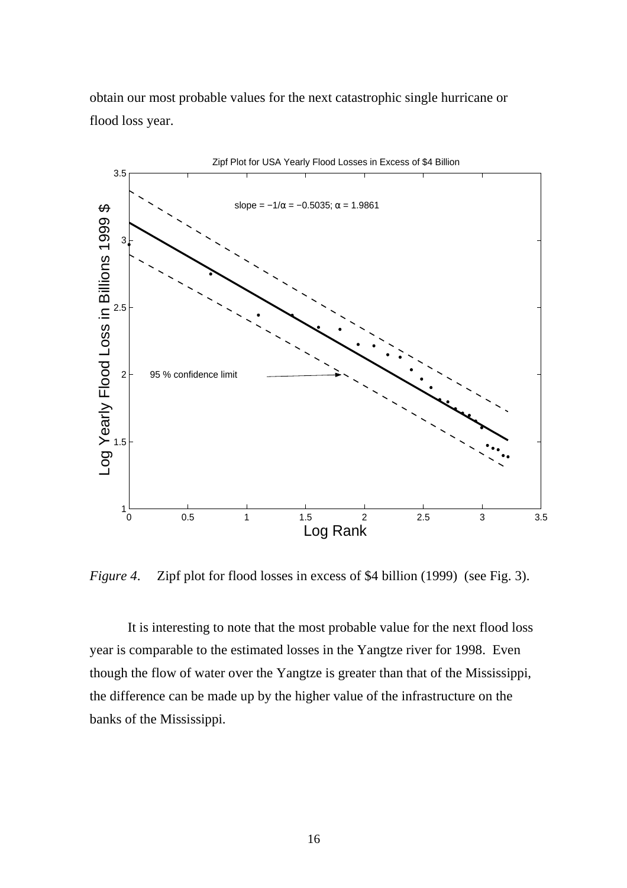obtain our most probable values for the next catastrophic single hurricane or flood loss year.

*Figure 4*. Zipf plot for flood losses in excess of \$4 billion (1999) (see Fig. 3).

It is interesting to note that the most probable value for the next flood loss year is comparable to the estimated losses in the Yangtze river for 1998. Even though the flow of water over the Yangtze is greater than that of the Mississippi, the difference can be made up by the higher value of the infrastructure on the banks of the Mississippi.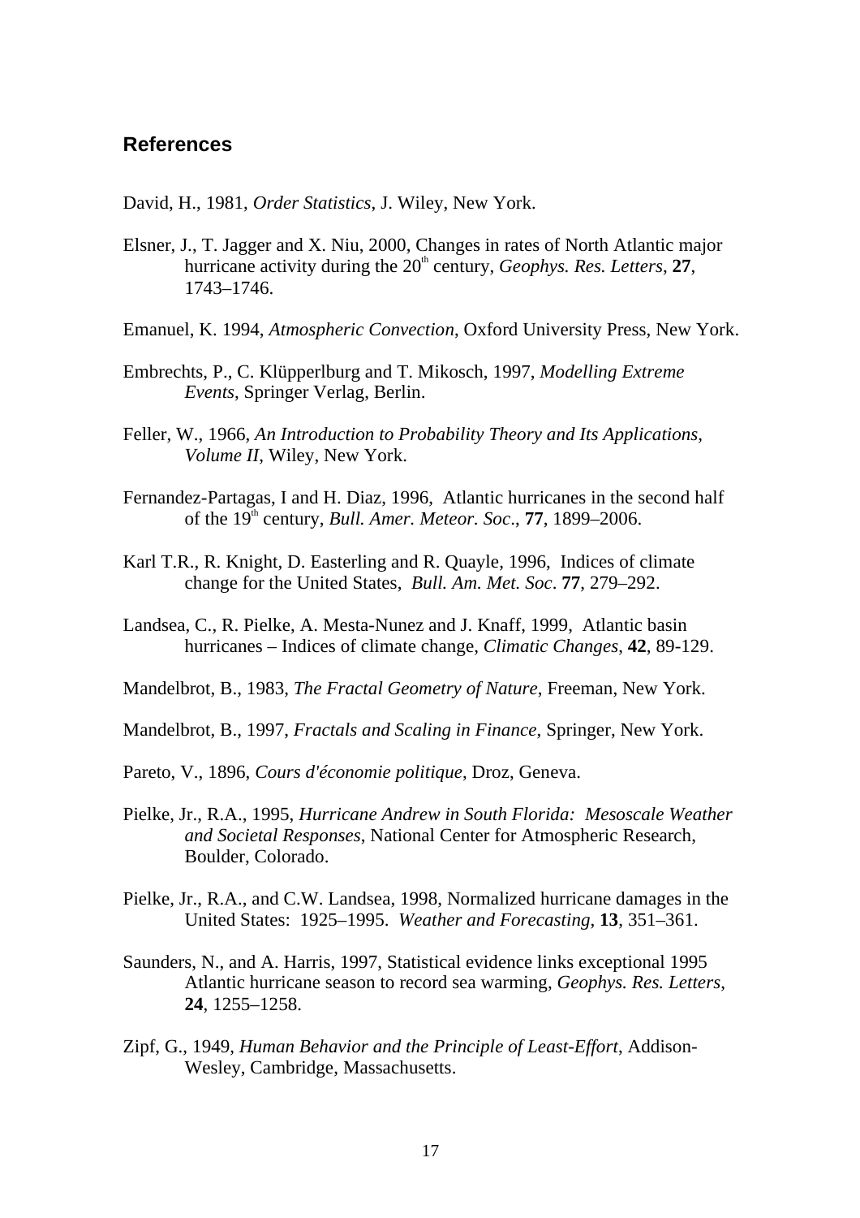## References

David, H., 1981, *Order Statistics*, J. Wiley, New York.

Elsner, J., T. Jagger and X. Niu, 2000, Changes in rates of North Atlantic major hurricane activity during the 20th century, *Geophys. Res. Letters*, **27**, 1743–1746.

Emanuel, K. 1994, *Atmospheric Convection*, Oxford University Press, New York.

Embrechts, P., C. Klüpperlburg and T. Mikosch, 1997, *Modelling Extreme Events*, Springer Verlag, Berlin.

Feller, W., 1966, *An Introduction to Probability Theory and Its Applications, Volume II*, Wiley, New York.

Fernandez-Partagas, I and H. Diaz, 1996, Atlantic hurricanes in the second half of the 19th century, *Bull. Amer. Meteor. Soc*., **77**, 1899–2006.

Karl T.R., R. Knight, D. Easterling and R. Quayle, 1996, Indices of climate change for the United States, *Bull. Am. Met. Soc*. **77**, 279–292.

Landsea, C., R. Pielke, A. Mesta-Nunez and J. Knaff, 1999, Atlantic basin hurricanes – Indices of climate change, *Climatic Changes*, **42**, 89-129.

Mandelbrot, B., 1983, *The Fractal Geometry of Nature*, Freeman, New York.

Mandelbrot, B., 1997, *Fractals and Scaling in Finance*, Springer, New York.

Pareto, V., 1896, *Cours d'économie politique*, Droz, Geneva.

Pielke, Jr., R.A., 1995, *Hurricane Andrew in South Florida: Mesoscale Weather and Societal Responses*, National Center for Atmospheric Research, Boulder, Colorado.

Pielke, Jr., R.A., and C.W. Landsea, 1998, Normalized hurricane damages in the United States: 1925–1995. *Weather and Forecasting*, **13**, 351–361.

Saunders, N., and A. Harris, 1997, Statistical evidence links exceptional 1995 Atlantic hurricane season to record sea warming, *Geophys. Res. Letters*, **24**, 1255–1258.

Zipf, G., 1949, *Human Behavior and the Principle of Least-Effort*, Addison-Wesley, Cambridge, Massachusetts.